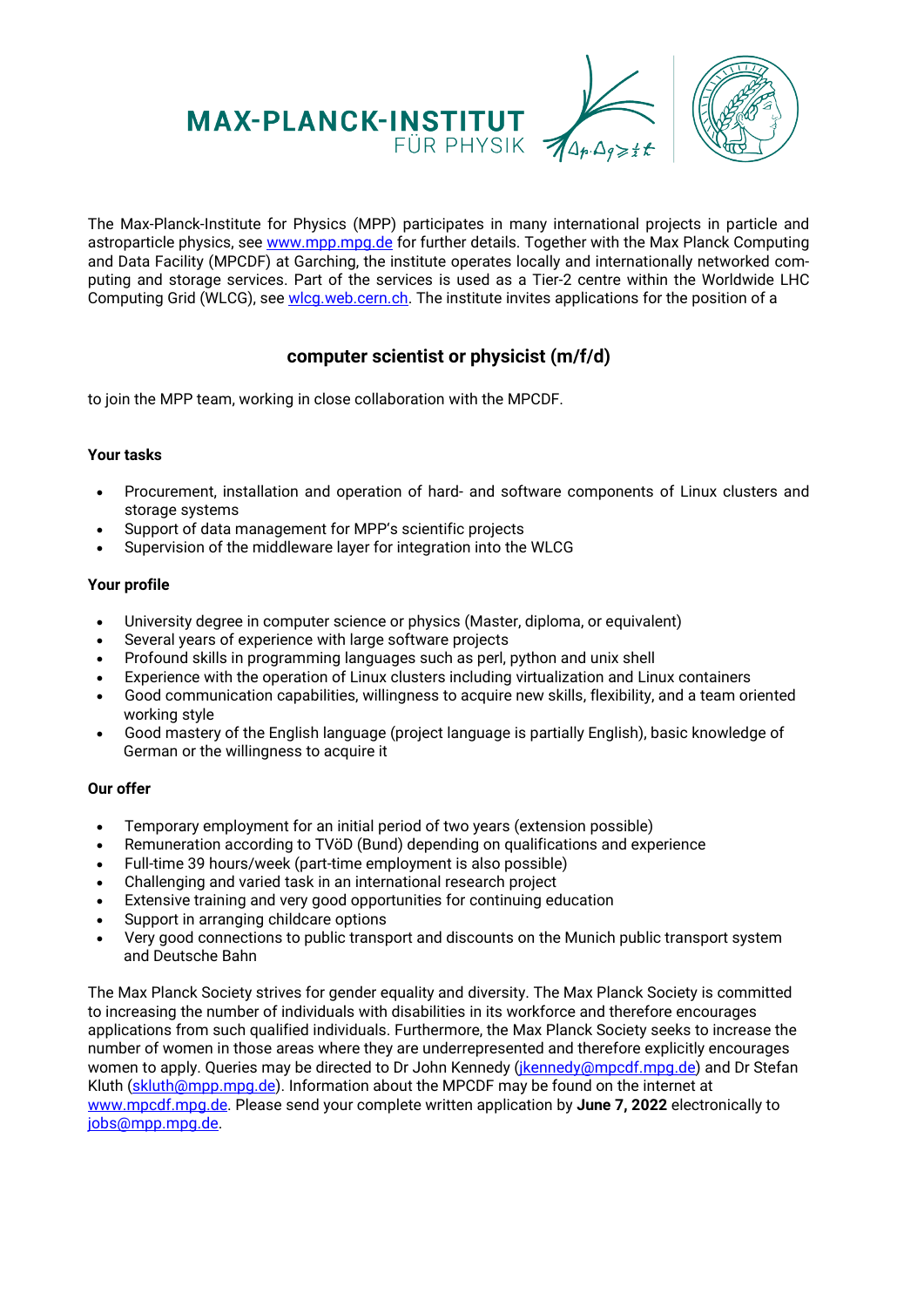MAX-PLANCK-INSTITUT
FÜR PHYSIK

The Max-Planck-Institute for Physics (MPP) participates in many international projects in particle and astroparticle physics, see www.mpp.mpg.de for further details. Together with the Max Planck Computing and Data Facility (MPCDF) at Garching, the institute operates locally and internationally networked computing and storage services. Part of the services is used as a Tier-2 centre within the Worldwide LHC Computing Grid (WLCG), see wlcg.web.cern.ch. The institute invites applications for the position of a

## computer scientist or physicist (m/f/d)

to join the MPP team, working in close collaboration with the MPCDF.

**Your tasks**

- Procurement, installation and operation of hard- and software components of Linux clusters and storage systems
- Support of data management for MPP's scientific projects
- Supervision of the middleware layer for integration into the WLCG

**Your profile**

- University degree in computer science or physics (Master, diploma, or equivalent)
- Several years of experience with large software projects
- Profound skills in programming languages such as perl, python and unix shell
- Experience with the operation of Linux clusters including virtualization and Linux containers
- Good communication capabilities, willingness to acquire new skills, flexibility, and a team oriented working style
- Good mastery of the English language (project language is partially English), basic knowledge of German or the willingness to acquire it

**Our offer**

- Temporary employment for an initial period of two years (extension possible)
- Remuneration according to TVöD (Bund) depending on qualifications and experience
- Full-time 39 hours/week (part-time employment is also possible)
- Challenging and varied task in an international research project
- Extensive training and very good opportunities for continuing education
- Support in arranging childcare options
- Very good connections to public transport and discounts on the Munich public transport system and Deutsche Bahn

The Max Planck Society strives for gender equality and diversity. The Max Planck Society is committed to increasing the number of individuals with disabilities in its workforce and therefore encourages applications from such qualified individuals. Furthermore, the Max Planck Society seeks to increase the number of women in those areas where they are underrepresented and therefore explicitly encourages women to apply. Queries may be directed to Dr John Kennedy (jkennedy@mpcdf.mpg.de) and Dr Stefan Kluth (skluth@mpp.mpg.de). Information about the MPCDF may be found on the internet at www.mpcdf.mpg.de. Please send your complete written application by **June 7, 2022** electronically to jobs@mpp.mpg.de.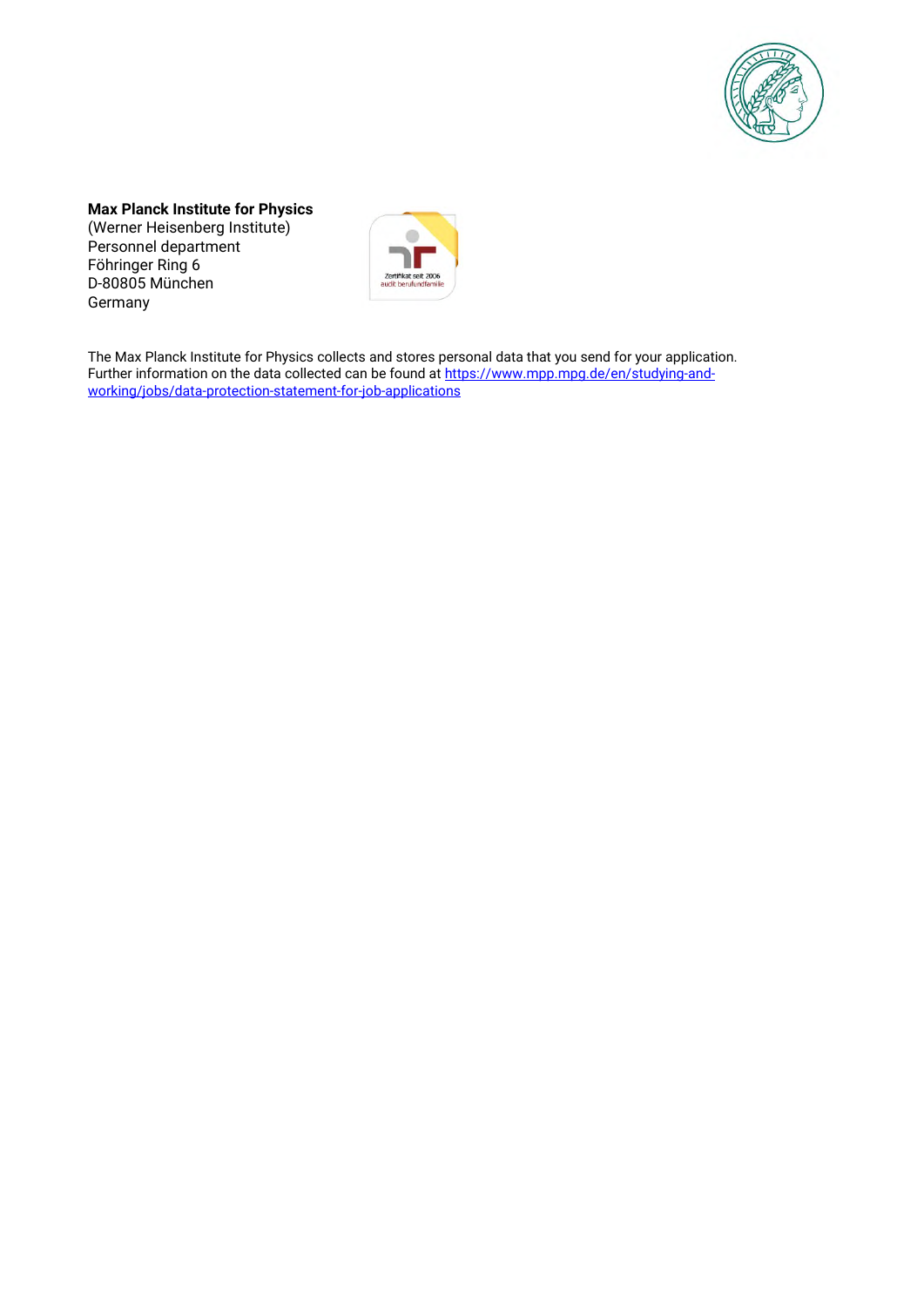**Max Planck Institute for Physics**
(Werner Heisenberg Institute)
Personnel department
Föhringer Ring 6
D-80805 München
Germany

Zertifikat seit 2006
audit berufundfamilie

The Max Planck Institute for Physics collects and stores personal data that you send for your application. Further information on the data collected can be found at https://www.mpp.mpg.de/en/studying-and-working/jobs/data-protection-statement-for-job-applications